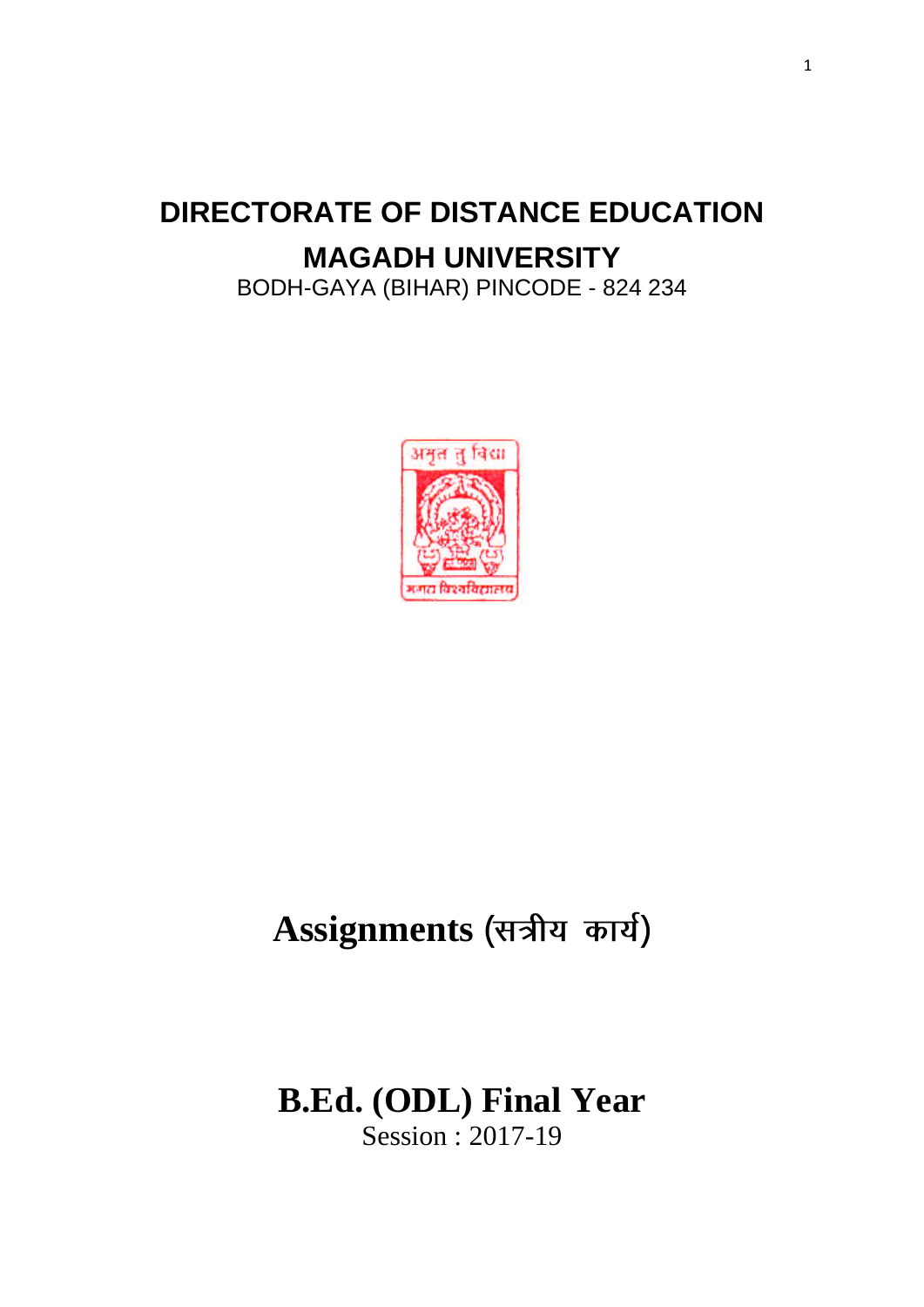# DIRECTORATE OF DISTANCE EDUCATION

# MAGADH UNIVERSITY

BODH-GAYA (BIHAR) PINCODE - 824 234

# Assignments (सत्रीय कार्य)

# B.Ed. (ODL) Final Year

Session : 2017-19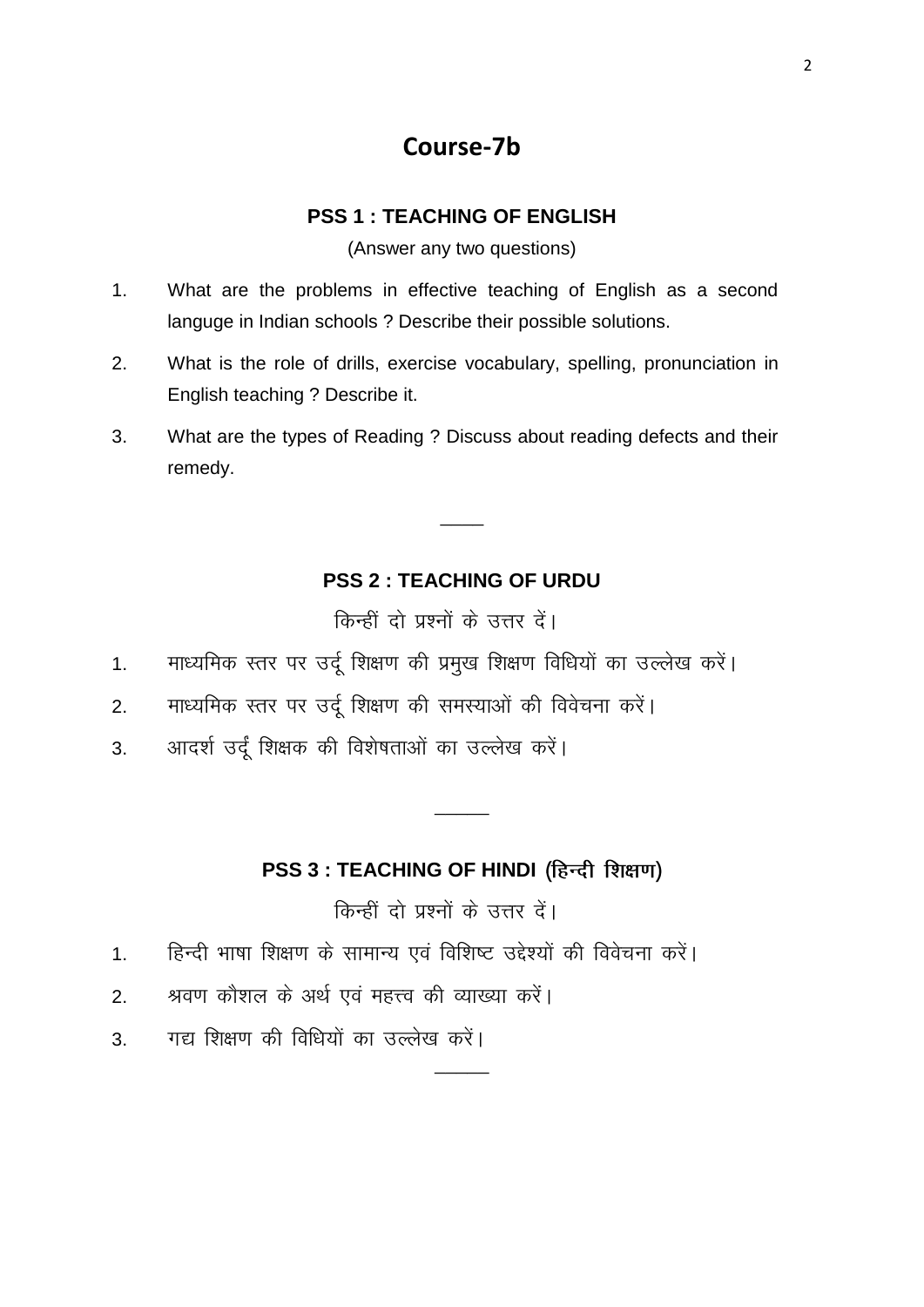# Course-7b

## PSS 1 : TEACHING OF ENGLISH

(Answer any two questions)

1. What are the problems in effective teaching of English as a second languge in Indian schools ? Describe their possible solutions.
2. What is the role of drills, exercise vocabulary, spelling, pronunciation in English teaching ? Describe it.
3. What are the types of Reading ? Discuss about reading defects and their remedy.

---

## PSS 2 : TEACHING OF URDU

किन्हीं दो प्रश्नों के उत्तर दें।

1. माध्यमिक स्तर पर उर्दू शिक्षण की प्रमुख शिक्षण विधियों का उल्लेख करें।
2. माध्यमिक स्तर पर उर्दू शिक्षण की समस्याओं की विवेचना करें।
3. आदर्श उर्दू शिक्षक की विशेषताओं का उल्लेख करें।

---

## PSS 3 : TEACHING OF HINDI (हिन्दी शिक्षण)

किन्हीं दो प्रश्नों के उत्तर दें।

1. हिन्दी भाषा शिक्षण के सामान्य एवं विशिष्ट उद्देश्यों की विवेचना करें।
2. श्रवण कौशल के अर्थ एवं महत्त्व की व्याख्या करें।
3. गद्य शिक्षण की विधियों का उल्लेख करें।

---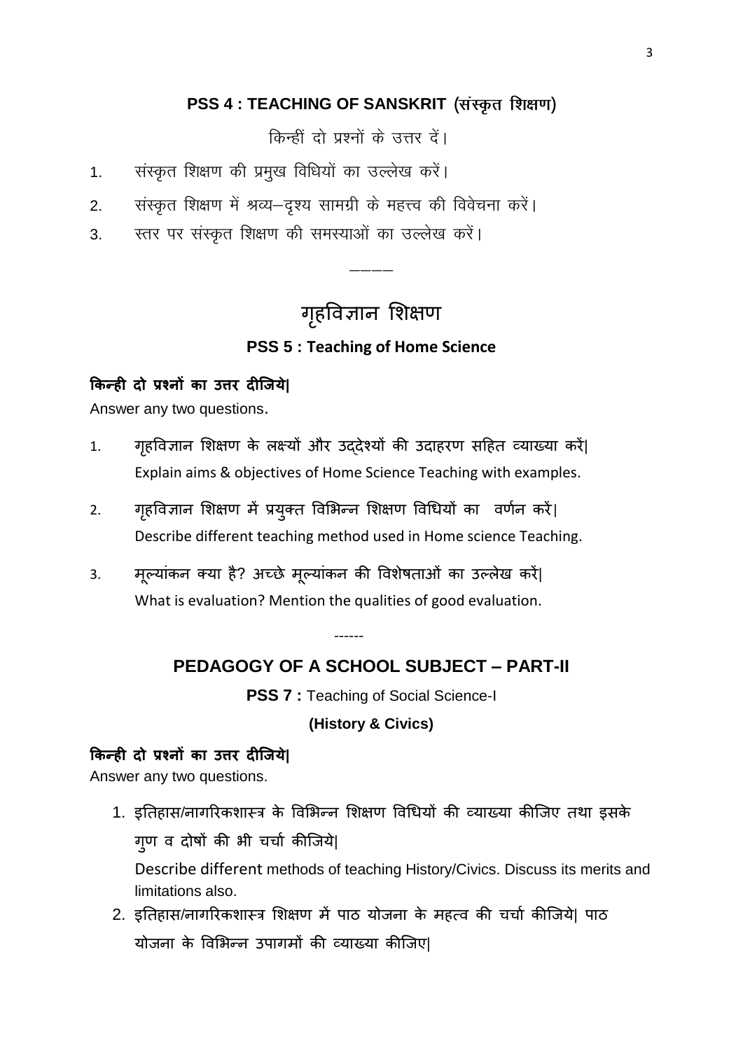## PSS 4 : TEACHING OF SANSKRIT (संस्कृत शिक्षण)

किन्हीं दो प्रश्नों के उत्तर दें।

1. संस्कृत शिक्षण की प्रमुख विधियों का उल्लेख करें।
2. संस्कृत शिक्षण में श्रव्य–दृश्य सामग्री के महत्त्व की विवेचना करें।
3. स्तर पर संस्कृत शिक्षण की समस्याओं का उल्लेख करें।

————

# गृहविज्ञान शिक्षण

## PSS 5 : Teaching of Home Science

**किन्ही दो प्रश्नों का उत्तर दीजिये|**

Answer any two questions.

1. गृहविज्ञान शिक्षण के लक्ष्यों और उद्देश्यों की उदाहरण सहित व्याख्या करें|
   Explain aims & objectives of Home Science Teaching with examples.
2. गृहविज्ञान शिक्षण में प्रयुक्त विभिन्न शिक्षण विधियों का वर्णन करें|
   Describe different teaching method used in Home science Teaching.
3. मूल्यांकन क्या है? अच्छे मूल्यांकन की विशेषताओं का उल्लेख करें|
   What is evaluation? Mention the qualities of good evaluation.

------

## PEDAGOGY OF A SCHOOL SUBJECT – PART-II

**PSS 7 :** Teaching of Social Science-I

**(History & Civics)**

**किन्ही दो प्रश्नों का उत्तर दीजिये|**

Answer any two questions.

1. इतिहास/नागरिकशास्त्र के विभिन्न शिक्षण विधियों की व्याख्या कीजिए तथा इसके गुण व दोषों की भी चर्चा कीजिये|
   Describe different methods of teaching History/Civics. Discuss its merits and limitations also.
2. इतिहास/नागरिकशास्त्र शिक्षण में पाठ योजना के महत्व की चर्चा कीजिये| पाठ योजना के विभिन्न उपागमों की व्याख्या कीजिए|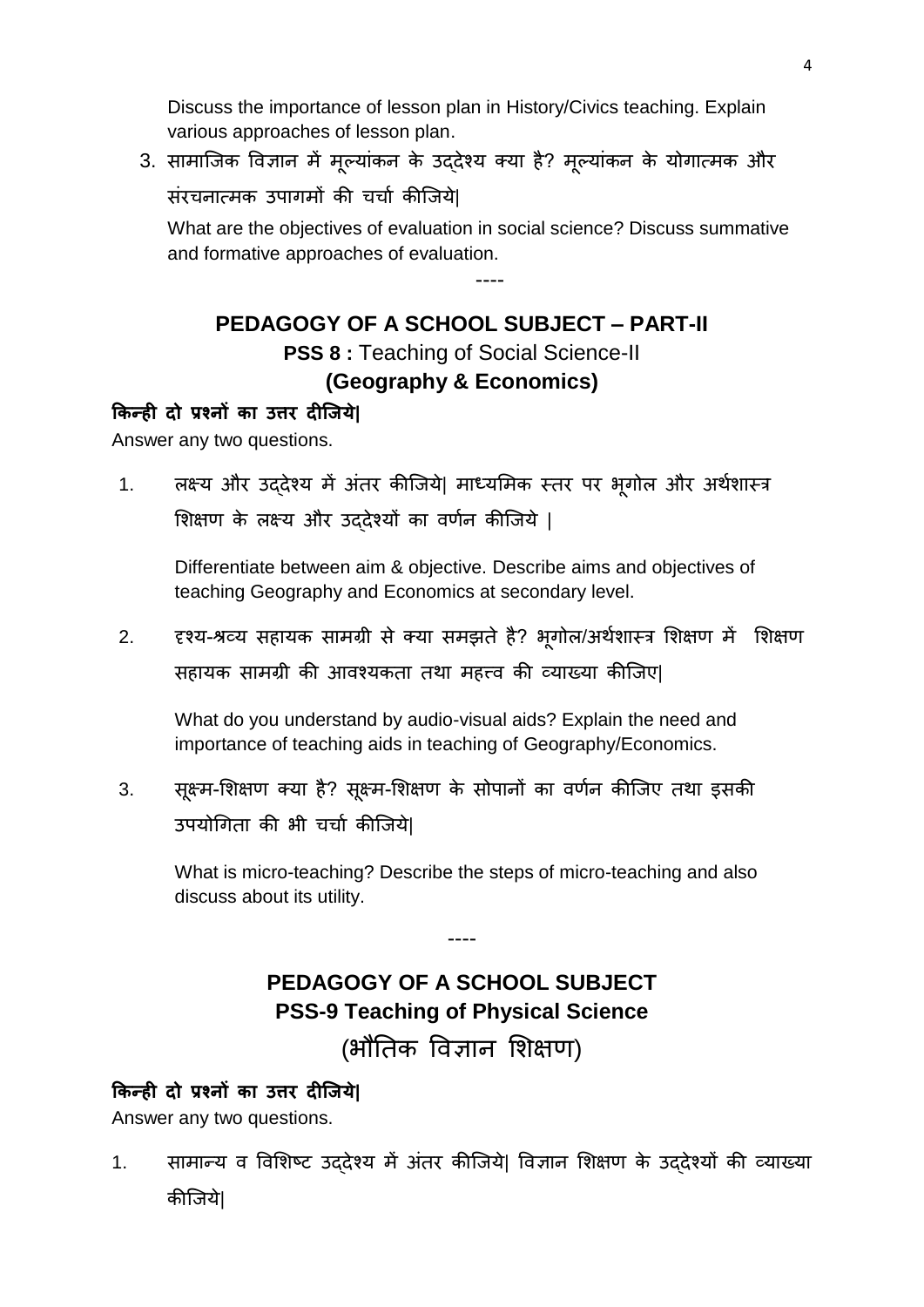Discuss the importance of lesson plan in History/Civics teaching. Explain various approaches of lesson plan.

3. सामाजिक विज्ञान में मूल्यांकन के उद्देश्य क्या है? मूल्यांकन के योगात्मक और संरचनात्मक उपागमों की चर्चा कीजिये|

   What are the objectives of evaluation in social science? Discuss summative and formative approaches of evaluation.

----

## PEDAGOGY OF A SCHOOL SUBJECT – PART-II

### **PSS 8 :** Teaching of Social Science-II

### (Geography & Economics)

**किन्ही दो प्रश्नों का उत्तर दीजिये|**

Answer any two questions.

1. लक्ष्य और उद्देश्य में अंतर कीजिये| माध्यमिक स्तर पर भूगोल और अर्थशास्त्र शिक्षण के लक्ष्य और उद्देश्यों का वर्णन कीजिये |

   Differentiate between aim & objective. Describe aims and objectives of teaching Geography and Economics at secondary level.

2. दृश्य-श्रव्य सहायक सामग्री से क्या समझते है? भूगोल/अर्थशास्त्र शिक्षण में शिक्षण सहायक सामग्री की आवश्यकता तथा महत्त्व की व्याख्या कीजिए|

   What do you understand by audio-visual aids? Explain the need and importance of teaching aids in teaching of Geography/Economics.

3. सूक्ष्म-शिक्षण क्या है? सूक्ष्म-शिक्षण के सोपानों का वर्णन कीजिए तथा इसकी उपयोगिता की भी चर्चा कीजिये|

   What is micro-teaching? Describe the steps of micro-teaching and also discuss about its utility.

----

## PEDAGOGY OF A SCHOOL SUBJECT

### PSS-9 Teaching of Physical Science

### (भौतिक विज्ञान शिक्षण)

**किन्ही दो प्रश्नों का उत्तर दीजिये|**

Answer any two questions.

1. सामान्य व विशिष्ट उद्देश्य में अंतर कीजिये| विज्ञान शिक्षण के उद्देश्यों की व्याख्या कीजिये|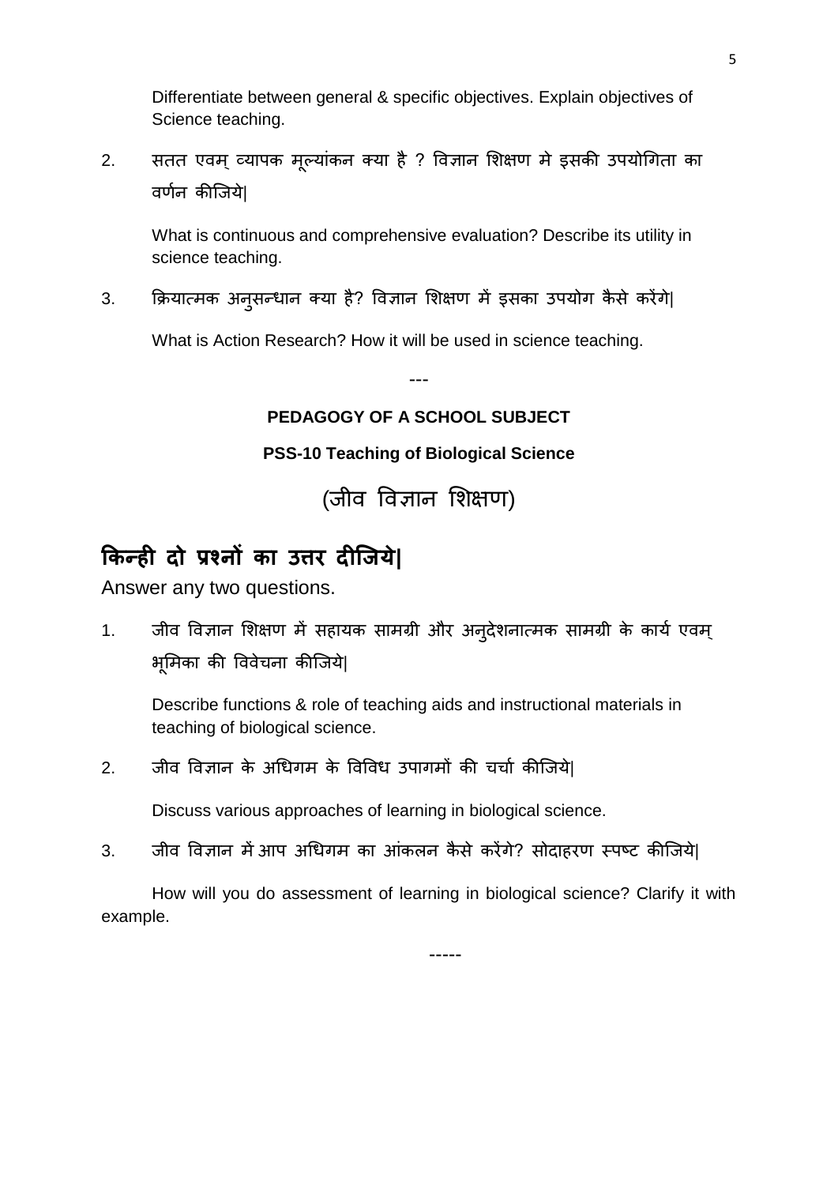Differentiate between general & specific objectives. Explain objectives of Science teaching.

2. सतत एवम् व्यापक मूल्यांकन क्या है ? विज्ञान शिक्षण मे इसकी उपयोगिता का वर्णन कीजिये|

   What is continuous and comprehensive evaluation? Describe its utility in science teaching.

3. क्रियात्मक अनुसन्धान क्या है? विज्ञान शिक्षण में इसका उपयोग कैसे करेंगे|

   What is Action Research? How it will be used in science teaching.

---

**PEDAGOGY OF A SCHOOL SUBJECT**

**PSS-10 Teaching of Biological Science**

(जीव विज्ञान शिक्षण)

## किन्ही दो प्रश्नों का उत्तर दीजिये|

Answer any two questions.

1. जीव विज्ञान शिक्षण में सहायक सामग्री और अनुदेशनात्मक सामग्री के कार्य एवम् भूमिका की विवेचना कीजिये|

   Describe functions & role of teaching aids and instructional materials in teaching of biological science.

2. जीव विज्ञान के अधिगम के विविध उपागमों की चर्चा कीजिये|

   Discuss various approaches of learning in biological science.

3. जीव विज्ञान में आप अधिगम का आंकलन कैसे करेंगे? सोदाहरण स्पष्ट कीजिये|

   How will you do assessment of learning in biological science? Clarify it with example.

-----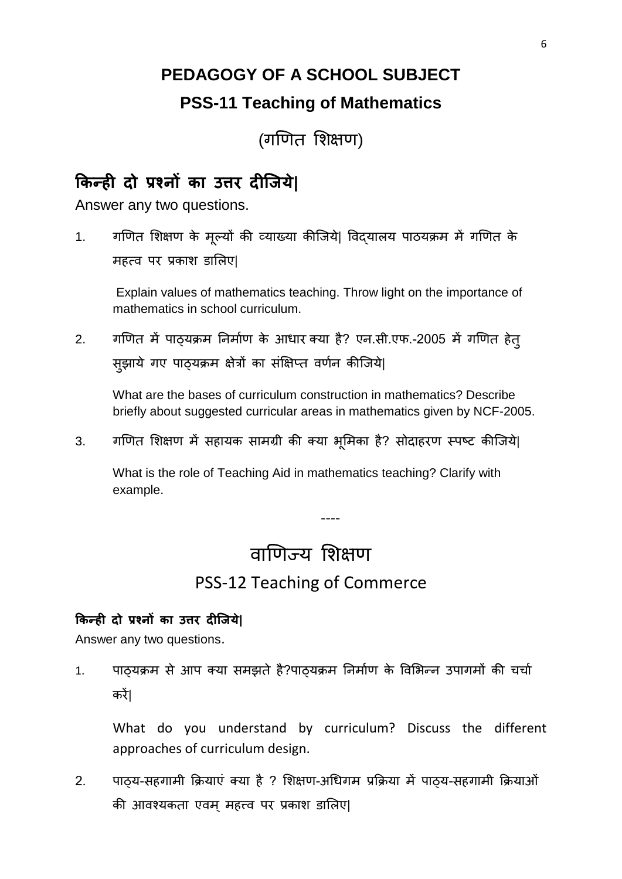# PEDAGOGY OF A SCHOOL SUBJECT

## PSS-11 Teaching of Mathematics

## (गणित शिक्षण)

### किन्ही दो प्रश्नों का उत्तर दीजिये|

Answer any two questions.

1. गणित शिक्षण के मूल्यों की व्याख्या कीजिये| विद्यालय पाठयक्रम में गणित के महत्व पर प्रकाश डालिए|

   Explain values of mathematics teaching. Throw light on the importance of mathematics in school curriculum.

2. गणित में पाठ्यक्रम निर्माण के आधार क्या है? एन.सी.एफ.-2005 में गणित हेतु सुझाये गए पाठ्यक्रम क्षेत्रों का संक्षिप्त वर्णन कीजिये|

   What are the bases of curriculum construction in mathematics? Describe briefly about suggested curricular areas in mathematics given by NCF-2005.

3. गणित शिक्षण में सहायक सामग्री की क्या भूमिका है? सोदाहरण स्पष्ट कीजिये|

   What is the role of Teaching Aid in mathematics teaching? Clarify with example.

----

## वाणिज्य शिक्षण

## PSS-12 Teaching of Commerce

**किन्ही दो प्रश्नों का उत्तर दीजिये|**

Answer any two questions.

1. पाठ्यक्रम से आप क्या समझते है?पाठ्यक्रम निर्माण के विभिन्न उपागमों की चर्चा करें|

   What do you understand by curriculum? Discuss the different approaches of curriculum design.

2. पाठ्य-सहगामी क्रियाएं क्या है ? शिक्षण-अधिगम प्रक्रिया में पाठ्य-सहगामी क्रियाओं की आवश्यकता एवम् महत्त्व पर प्रकाश डालिए|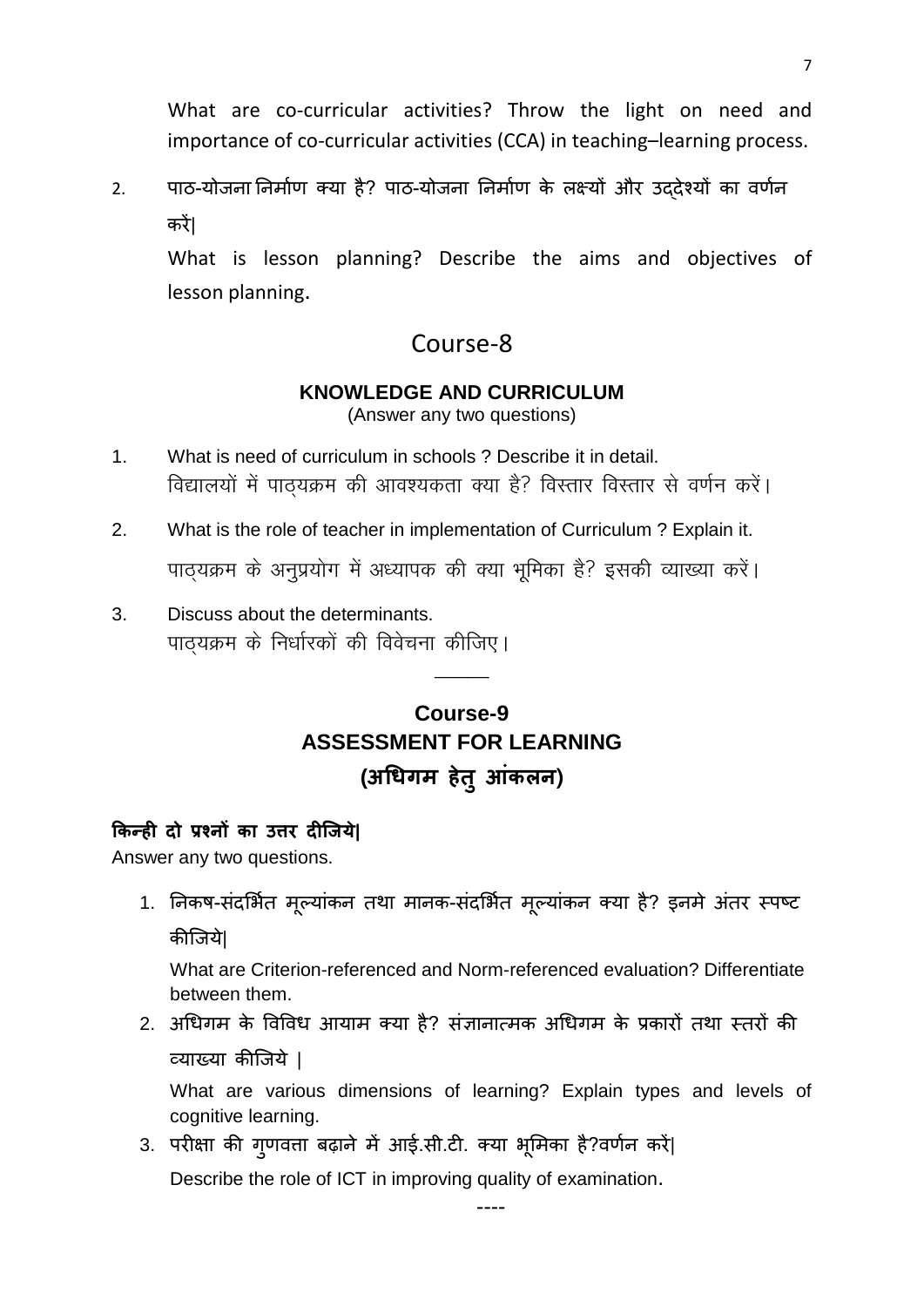What are co-curricular activities? Throw the light on need and importance of co-curricular activities (CCA) in teaching–learning process.

2. पाठ-योजना निर्माण क्या है? पाठ-योजना निर्माण के लक्ष्यों और उद्देश्यों का वर्णन करें|

   What is lesson planning? Describe the aims and objectives of lesson planning.

## Course-8

### KNOWLEDGE AND CURRICULUM

(Answer any two questions)

1. What is need of curriculum in schools ? Describe it in detail.
   विद्यालयों में पाठ्यक्रम की आवश्यकता क्या है? विस्तार विस्तार से वर्णन करें।

2. What is the role of teacher in implementation of Curriculum ? Explain it.
   पाठ्यक्रम के अनुप्रयोग में अध्यापक की क्या भूमिका है? इसकी व्याख्या करें।

3. Discuss about the determinants.
   पाठ्यक्रम के निर्धारकों की विवेचना कीजिए।

---

## Course-9

### ASSESSMENT FOR LEARNING

### (अधिगम हेतु आंकलन)

**किन्ही दो प्रश्नों का उत्तर दीजिये|**

Answer any two questions.

1. निकष-संदर्भित मूल्यांकन तथा मानक-संदर्भित मूल्यांकन क्या है? इनमे अंतर स्पष्ट कीजिये|

   What are Criterion-referenced and Norm-referenced evaluation? Differentiate between them.

2. अधिगम के विविध आयाम क्या है? संज्ञानात्मक अधिगम के प्रकारों तथा स्तरों की व्याख्या कीजिये |

   What are various dimensions of learning? Explain types and levels of cognitive learning.

3. परीक्षा की गुणवत्ता बढ़ाने में आई.सी.टी. क्या भूमिका है?वर्णन करें|

   Describe the role of ICT in improving quality of examination.

----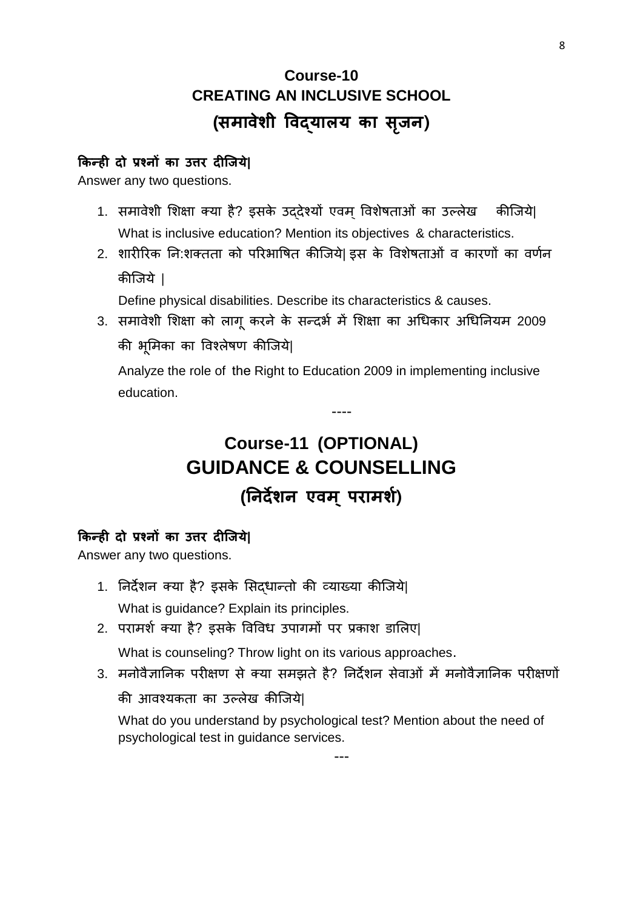# Course-10
# CREATING AN INCLUSIVE SCHOOL
## (समावेशी विद्यालय का सृजन)

**किन्ही दो प्रश्नों का उत्तर दीजिये|**

Answer any two questions.

1. समावेशी शिक्षा क्या है? इसके उद्देश्यों एवम् विशेषताओं का उल्लेख कीजिये|
   What is inclusive education? Mention its objectives & characteristics.
2. शारीरिक नि:शक्तता को परिभाषित कीजिये| इस के विशेषताओं व कारणों का वर्णन कीजिये |
   Define physical disabilities. Describe its characteristics & causes.
3. समावेशी शिक्षा को लागू करने के सन्दर्भ में शिक्षा का अधिकार अधिनियम 2009 की भूमिका का विश्लेषण कीजिये|
   Analyze the role of the Right to Education 2009 in implementing inclusive education.

----

# Course-11 (OPTIONAL)
# GUIDANCE & COUNSELLING
## (निर्देशन एवम् परामर्श)

**किन्ही दो प्रश्नों का उत्तर दीजिये|**

Answer any two questions.

1. निर्देशन क्या है? इसके सिद्धान्तो की व्याख्या कीजिये|
   What is guidance? Explain its principles.
2. परामर्श क्या है? इसके विविध उपागमों पर प्रकाश डालिए|
   What is counseling? Throw light on its various approaches.
3. मनोवैज्ञानिक परीक्षण से क्या समझते है? निर्देशन सेवाओं में मनोवैज्ञानिक परीक्षणों की आवश्यकता का उल्लेख कीजिये|
   What do you understand by psychological test? Mention about the need of psychological test in guidance services.

---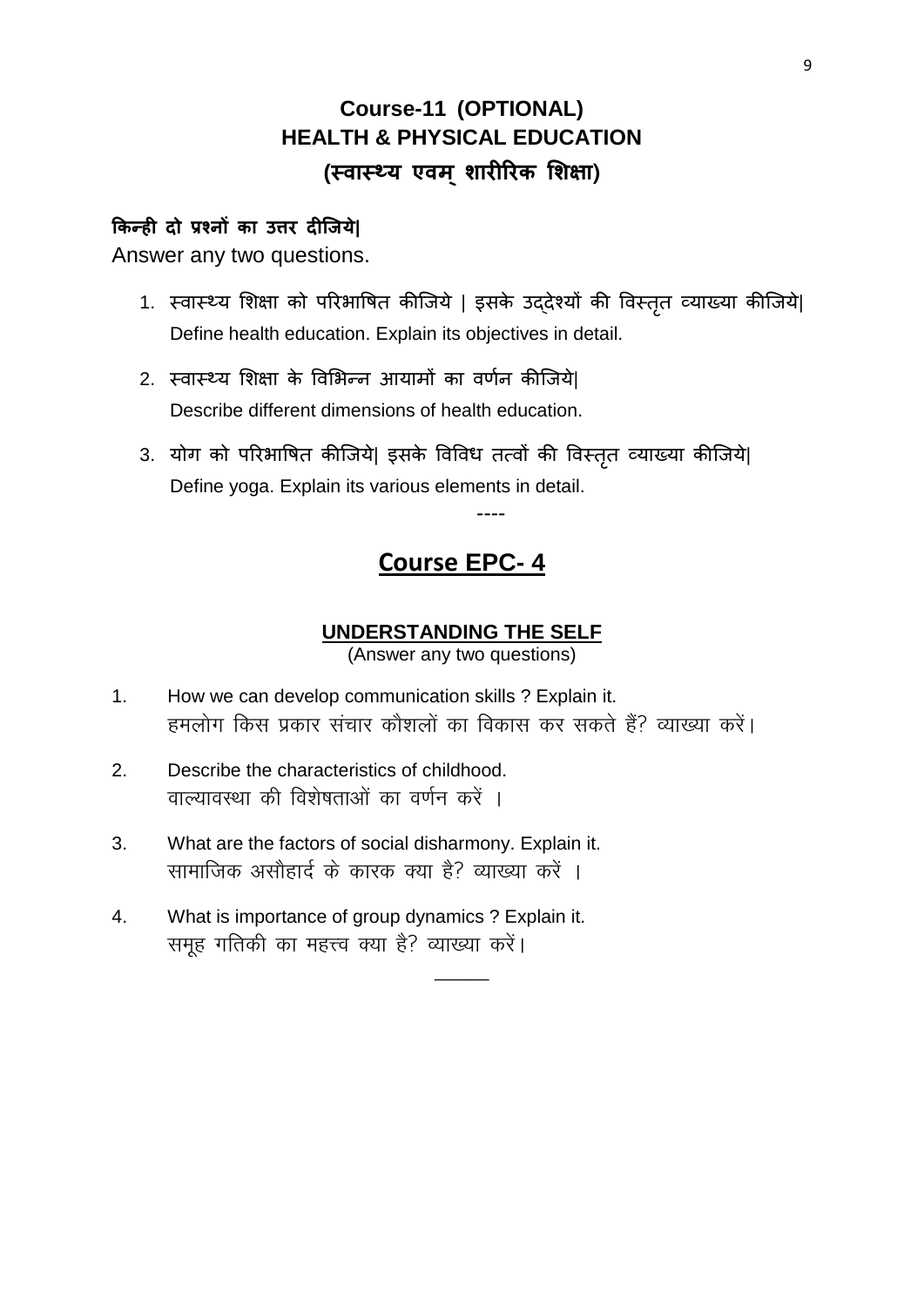## Course-11 (OPTIONAL)
## HEALTH & PHYSICAL EDUCATION
## (स्वास्थ्य एवम् शारीरिक शिक्षा)

**किन्ही दो प्रश्नों का उत्तर दीजिये|**

Answer any two questions.

1. स्वास्थ्य शिक्षा को परिभाषित कीजिये | इसके उद्देश्यों की विस्तृत व्याख्या कीजिये|
   Define health education. Explain its objectives in detail.

2. स्वास्थ्य शिक्षा के विभिन्न आयामों का वर्णन कीजिये|
   Describe different dimensions of health education.

3. योग को परिभाषित कीजिये| इसके विविध तत्वों की विस्तृत व्याख्या कीजिये|
   Define yoga. Explain its various elements in detail.

----

## Course EPC- 4

### UNDERSTANDING THE SELF

(Answer any two questions)

1. How we can develop communication skills ? Explain it.
   हमलोग किस प्रकार संचार कौशलों का विकास कर सकते हैं? व्याख्या करें।

2. Describe the characteristics of childhood.
   वाल्यावस्था की विशेषताओं का वर्णन करें ।

3. What are the factors of social disharmony. Explain it.
   सामाजिक असौहार्द के कारक क्या है? व्याख्या करें ।

4. What is importance of group dynamics ? Explain it.
   समूह गतिकी का महत्त्व क्या है? व्याख्या करें।